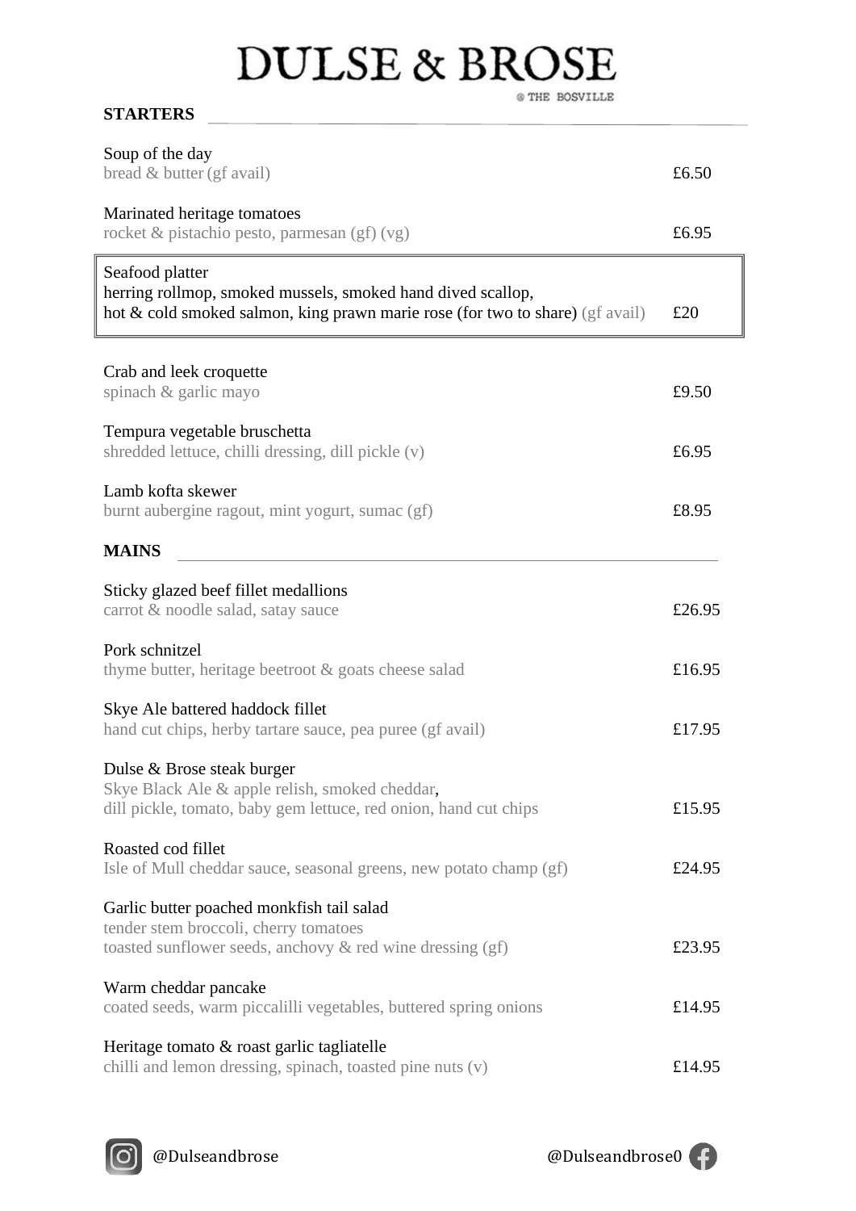# DULSE & BROSE

@ THE BOSVILLE

## STARTERS

Soup of the day
bread & butter (gf avail) — £6.50

Marinated heritage tomatoes
rocket & pistachio pesto, parmesan (gf) (vg) — £6.95

Seafood platter
herring rollmop, smoked mussels, smoked hand dived scallop,
hot & cold smoked salmon, king prawn marie rose (for two to share) (gf avail) — £20

Crab and leek croquette
spinach & garlic mayo — £9.50

Tempura vegetable bruschetta
shredded lettuce, chilli dressing, dill pickle (v) — £6.95

Lamb kofta skewer
burnt aubergine ragout, mint yogurt, sumac (gf) — £8.95

## MAINS

Sticky glazed beef fillet medallions
carrot & noodle salad, satay sauce — £26.95

Pork schnitzel
thyme butter, heritage beetroot & goats cheese salad — £16.95

Skye Ale battered haddock fillet
hand cut chips, herby tartare sauce, pea puree (gf avail) — £17.95

Dulse & Brose steak burger
Skye Black Ale & apple relish, smoked cheddar,
dill pickle, tomato, baby gem lettuce, red onion, hand cut chips — £15.95

Roasted cod fillet
Isle of Mull cheddar sauce, seasonal greens, new potato champ (gf) — £24.95

Garlic butter poached monkfish tail salad
tender stem broccoli, cherry tomatoes
toasted sunflower seeds, anchovy & red wine dressing (gf) — £23.95

Warm cheddar pancake
coated seeds, warm piccalilli vegetables, buttered spring onions — £14.95

Heritage tomato & roast garlic tagliatelle
chilli and lemon dressing, spinach, toasted pine nuts (v) — £14.95

@Dulseandbrose — @Dulseandbrose0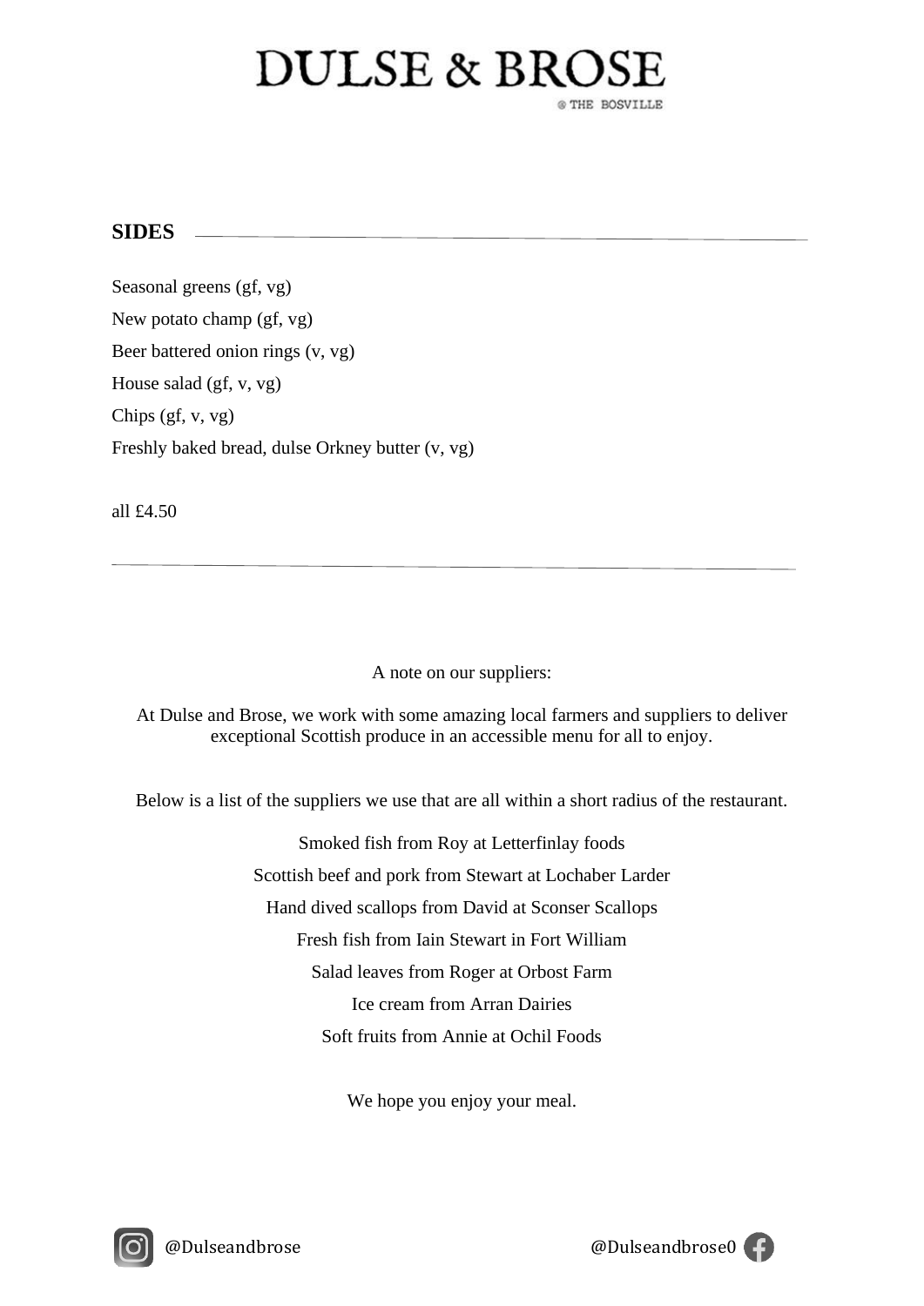# DULSE & BROSE

@ THE BOSVILLE

## SIDES

Seasonal greens (gf, vg)

New potato champ (gf, vg)

Beer battered onion rings (v, vg)

House salad (gf, v, vg)

Chips (gf, v, vg)

Freshly baked bread, dulse Orkney butter (v, vg)

all £4.50

---

A note on our suppliers:

At Dulse and Brose, we work with some amazing local farmers and suppliers to deliver exceptional Scottish produce in an accessible menu for all to enjoy.

Below is a list of the suppliers we use that are all within a short radius of the restaurant.

Smoked fish from Roy at Letterfinlay foods

Scottish beef and pork from Stewart at Lochaber Larder

Hand dived scallops from David at Sconser Scallops

Fresh fish from Iain Stewart in Fort William

Salad leaves from Roger at Orbost Farm

Ice cream from Arran Dairies

Soft fruits from Annie at Ochil Foods

We hope you enjoy your meal.

@Dulseandbrose

@Dulseandbrose0